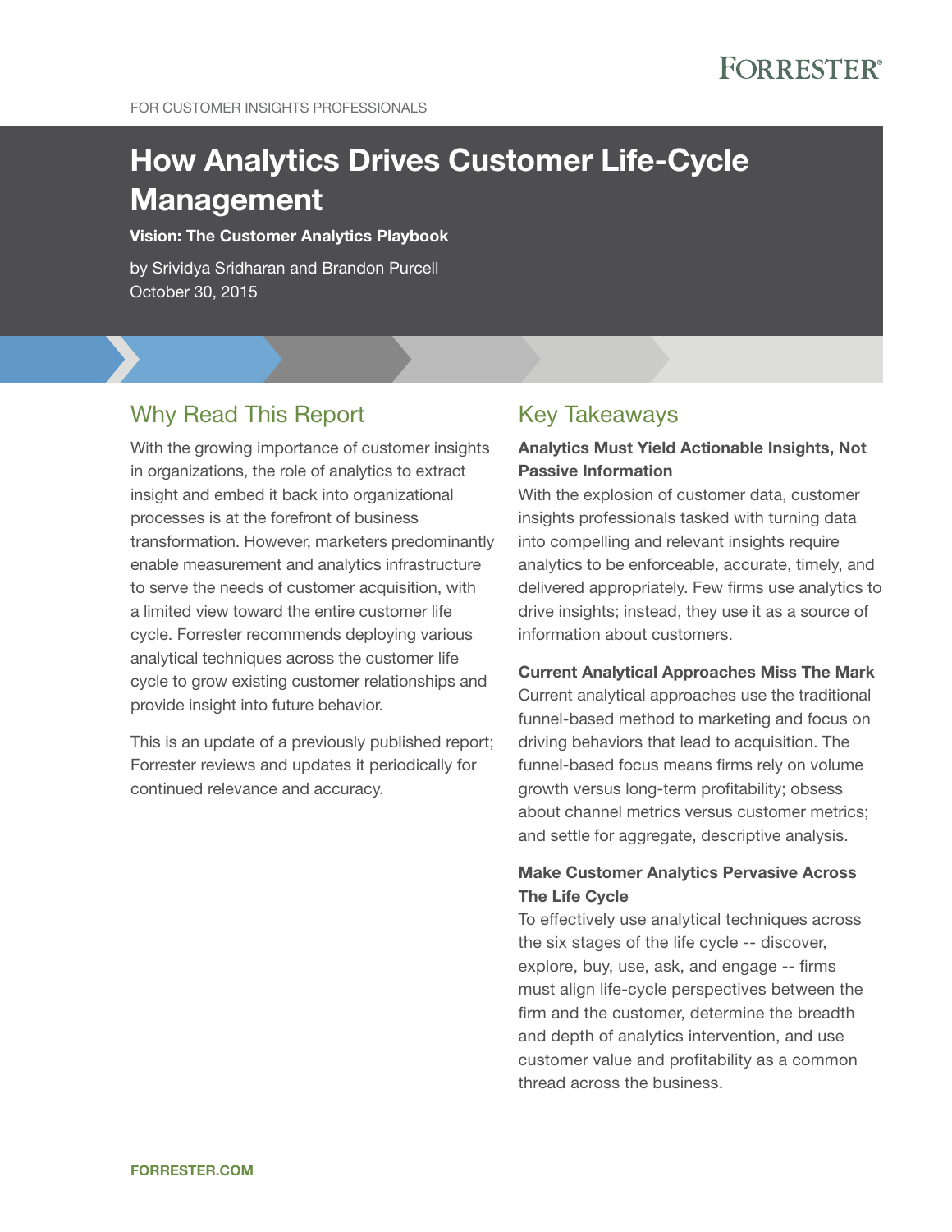FORRESTER®

FOR CUSTOMER INSIGHTS PROFESSIONALS

# How Analytics Drives Customer Life-Cycle Management

**Vision: The Customer Analytics Playbook**

by Srividya Sridharan and Brandon Purcell
October 30, 2015

## Why Read This Report

With the growing importance of customer insights in organizations, the role of analytics to extract insight and embed it back into organizational processes is at the forefront of business transformation. However, marketers predominantly enable measurement and analytics infrastructure to serve the needs of customer acquisition, with a limited view toward the entire customer life cycle. Forrester recommends deploying various analytical techniques across the customer life cycle to grow existing customer relationships and provide insight into future behavior.

This is an update of a previously published report; Forrester reviews and updates it periodically for continued relevance and accuracy.

## Key Takeaways

**Analytics Must Yield Actionable Insights, Not Passive Information**
With the explosion of customer data, customer insights professionals tasked with turning data into compelling and relevant insights require analytics to be enforceable, accurate, timely, and delivered appropriately. Few firms use analytics to drive insights; instead, they use it as a source of information about customers.

**Current Analytical Approaches Miss The Mark**
Current analytical approaches use the traditional funnel-based method to marketing and focus on driving behaviors that lead to acquisition. The funnel-based focus means firms rely on volume growth versus long-term profitability; obsess about channel metrics versus customer metrics; and settle for aggregate, descriptive analysis.

**Make Customer Analytics Pervasive Across The Life Cycle**
To effectively use analytical techniques across the six stages of the life cycle -- discover, explore, buy, use, ask, and engage -- firms must align life-cycle perspectives between the firm and the customer, determine the breadth and depth of analytics intervention, and use customer value and profitability as a common thread across the business.

FORRESTER.COM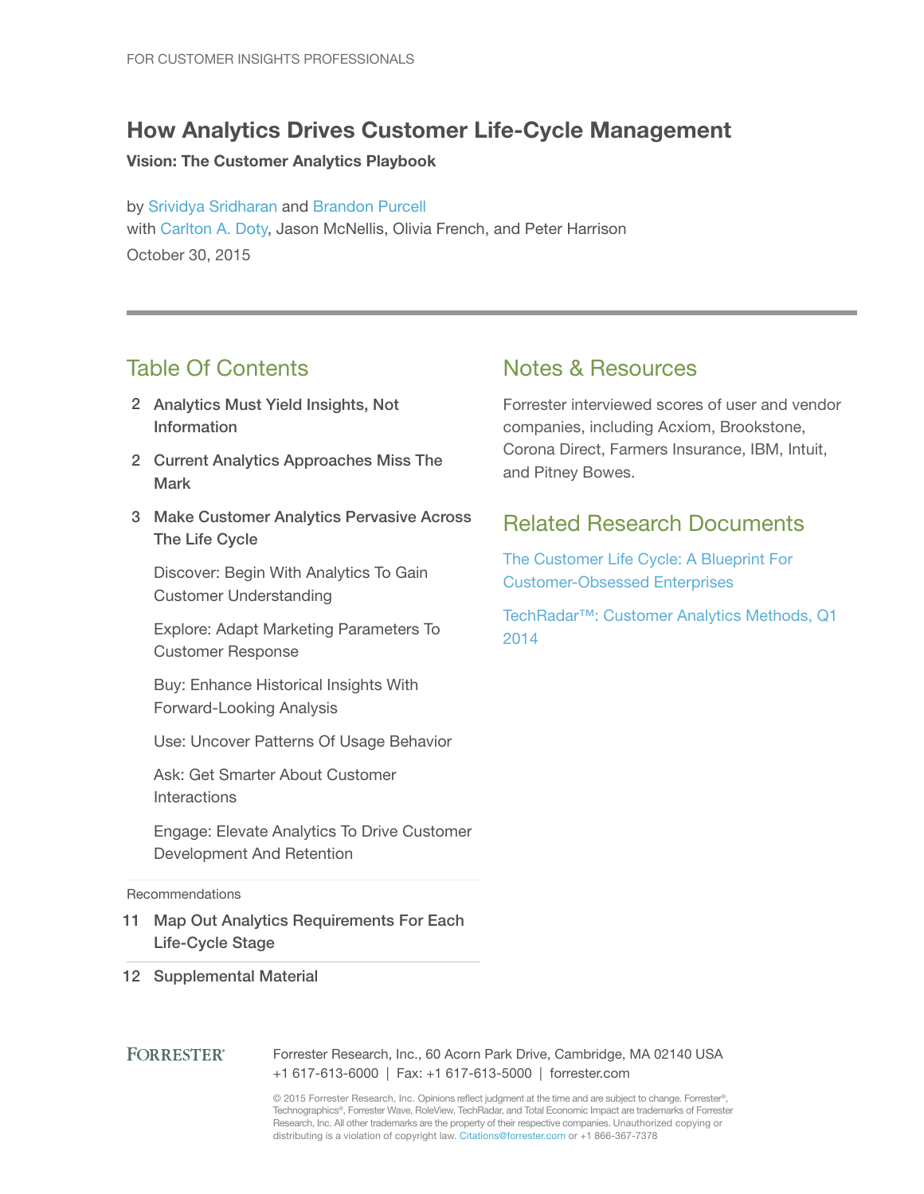FOR CUSTOMER INSIGHTS PROFESSIONALS

# How Analytics Drives Customer Life-Cycle Management

**Vision: The Customer Analytics Playbook**

by Srividya Sridharan and Brandon Purcell
with Carlton A. Doty, Jason McNellis, Olivia French, and Peter Harrison
October 30, 2015

---

## Table Of Contents

2 **Analytics Must Yield Insights, Not Information**

2 **Current Analytics Approaches Miss The Mark**

3 **Make Customer Analytics Pervasive Across The Life Cycle**

- Discover: Begin With Analytics To Gain Customer Understanding
- Explore: Adapt Marketing Parameters To Customer Response
- Buy: Enhance Historical Insights With Forward-Looking Analysis
- Use: Uncover Patterns Of Usage Behavior
- Ask: Get Smarter About Customer Interactions
- Engage: Elevate Analytics To Drive Customer Development And Retention

Recommendations

11 **Map Out Analytics Requirements For Each Life-Cycle Stage**

12 **Supplemental Material**

## Notes & Resources

Forrester interviewed scores of user and vendor companies, including Acxiom, Brookstone, Corona Direct, Farmers Insurance, IBM, Intuit, and Pitney Bowes.

## Related Research Documents

The Customer Life Cycle: A Blueprint For Customer-Obsessed Enterprises

TechRadar™: Customer Analytics Methods, Q1 2014

FORRESTER®

Forrester Research, Inc., 60 Acorn Park Drive, Cambridge, MA 02140 USA
+1 617-613-6000 | Fax: +1 617-613-5000 | forrester.com

© 2015 Forrester Research, Inc. Opinions reflect judgment at the time and are subject to change. Forrester®, Technographics®, Forrester Wave, RoleView, TechRadar, and Total Economic Impact are trademarks of Forrester Research, Inc. All other trademarks are the property of their respective companies. Unauthorized copying or distributing is a violation of copyright law. Citations@forrester.com or +1 866-367-7378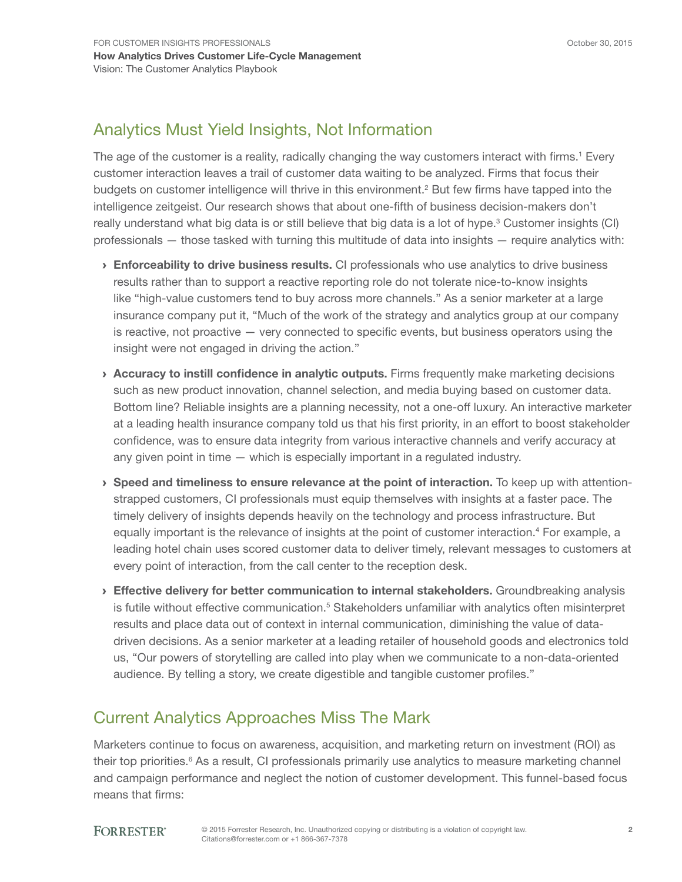## Analytics Must Yield Insights, Not Information

The age of the customer is a reality, radically changing the way customers interact with firms.[1] Every customer interaction leaves a trail of customer data waiting to be analyzed. Firms that focus their budgets on customer intelligence will thrive in this environment.[2] But few firms have tapped into the intelligence zeitgeist. Our research shows that about one-fifth of business decision-makers don't really understand what big data is or still believe that big data is a lot of hype.[3] Customer insights (CI) professionals — those tasked with turning this multitude of data into insights — require analytics with:

› **Enforceability to drive business results.** CI professionals who use analytics to drive business results rather than to support a reactive reporting role do not tolerate nice-to-know insights like "high-value customers tend to buy across more channels." As a senior marketer at a large insurance company put it, "Much of the work of the strategy and analytics group at our company is reactive, not proactive — very connected to specific events, but business operators using the insight were not engaged in driving the action."

› **Accuracy to instill confidence in analytic outputs.** Firms frequently make marketing decisions such as new product innovation, channel selection, and media buying based on customer data. Bottom line? Reliable insights are a planning necessity, not a one-off luxury. An interactive marketer at a leading health insurance company told us that his first priority, in an effort to boost stakeholder confidence, was to ensure data integrity from various interactive channels and verify accuracy at any given point in time — which is especially important in a regulated industry.

› **Speed and timeliness to ensure relevance at the point of interaction.** To keep up with attention-strapped customers, CI professionals must equip themselves with insights at a faster pace. The timely delivery of insights depends heavily on the technology and process infrastructure. But equally important is the relevance of insights at the point of customer interaction.[4] For example, a leading hotel chain uses scored customer data to deliver timely, relevant messages to customers at every point of interaction, from the call center to the reception desk.

› **Effective delivery for better communication to internal stakeholders.** Groundbreaking analysis is futile without effective communication.[5] Stakeholders unfamiliar with analytics often misinterpret results and place data out of context in internal communication, diminishing the value of data-driven decisions. As a senior marketer at a leading retailer of household goods and electronics told us, "Our powers of storytelling are called into play when we communicate to a non-data-oriented audience. By telling a story, we create digestible and tangible customer profiles."

## Current Analytics Approaches Miss The Mark

Marketers continue to focus on awareness, acquisition, and marketing return on investment (ROI) as their top priorities.[6] As a result, CI professionals primarily use analytics to measure marketing channel and campaign performance and neglect the notion of customer development. This funnel-based focus means that firms: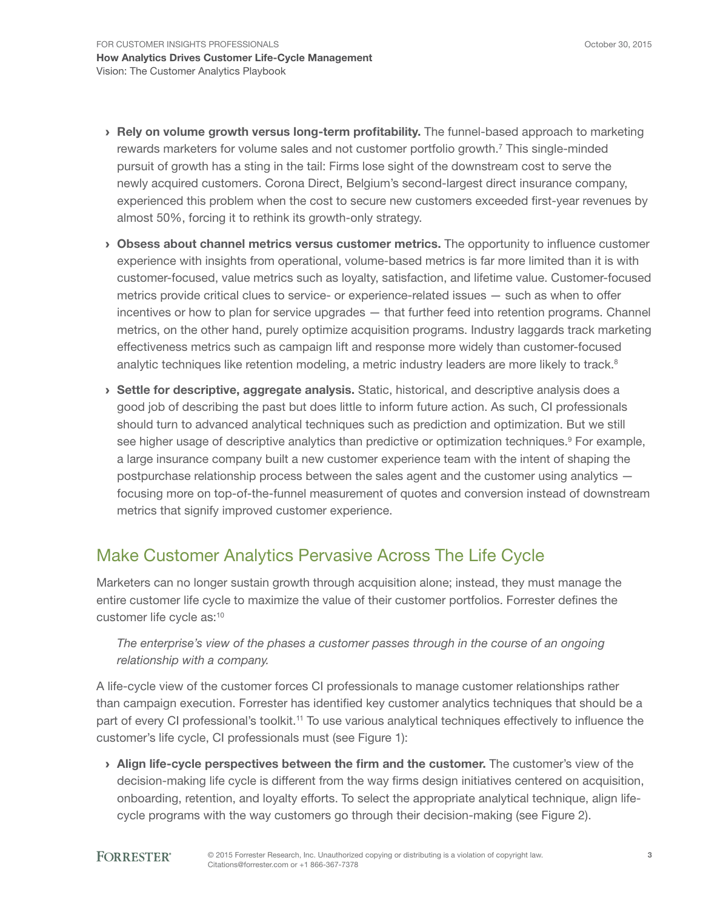- **Rely on volume growth versus long-term profitability.** The funnel-based approach to marketing rewards marketers for volume sales and not customer portfolio growth.[7] This single-minded pursuit of growth has a sting in the tail: Firms lose sight of the downstream cost to serve the newly acquired customers. Corona Direct, Belgium's second-largest direct insurance company, experienced this problem when the cost to secure new customers exceeded first-year revenues by almost 50%, forcing it to rethink its growth-only strategy.

- **Obsess about channel metrics versus customer metrics.** The opportunity to influence customer experience with insights from operational, volume-based metrics is far more limited than it is with customer-focused, value metrics such as loyalty, satisfaction, and lifetime value. Customer-focused metrics provide critical clues to service- or experience-related issues — such as when to offer incentives or how to plan for service upgrades — that further feed into retention programs. Channel metrics, on the other hand, purely optimize acquisition programs. Industry laggards track marketing effectiveness metrics such as campaign lift and response more widely than customer-focused analytic techniques like retention modeling, a metric industry leaders are more likely to track.[8]

- **Settle for descriptive, aggregate analysis.** Static, historical, and descriptive analysis does a good job of describing the past but does little to inform future action. As such, CI professionals should turn to advanced analytical techniques such as prediction and optimization. But we still see higher usage of descriptive analytics than predictive or optimization techniques.[9] For example, a large insurance company built a new customer experience team with the intent of shaping the postpurchase relationship process between the sales agent and the customer using analytics — focusing more on top-of-the-funnel measurement of quotes and conversion instead of downstream metrics that signify improved customer experience.

## Make Customer Analytics Pervasive Across The Life Cycle

Marketers can no longer sustain growth through acquisition alone; instead, they must manage the entire customer life cycle to maximize the value of their customer portfolios. Forrester defines the customer life cycle as:[10]

> *The enterprise's view of the phases a customer passes through in the course of an ongoing relationship with a company.*

A life-cycle view of the customer forces CI professionals to manage customer relationships rather than campaign execution. Forrester has identified key customer analytics techniques that should be a part of every CI professional's toolkit.[11] To use various analytical techniques effectively to influence the customer's life cycle, CI professionals must (see Figure 1):

- **Align life-cycle perspectives between the firm and the customer.** The customer's view of the decision-making life cycle is different from the way firms design initiatives centered on acquisition, onboarding, retention, and loyalty efforts. To select the appropriate analytical technique, align life-cycle programs with the way customers go through their decision-making (see Figure 2).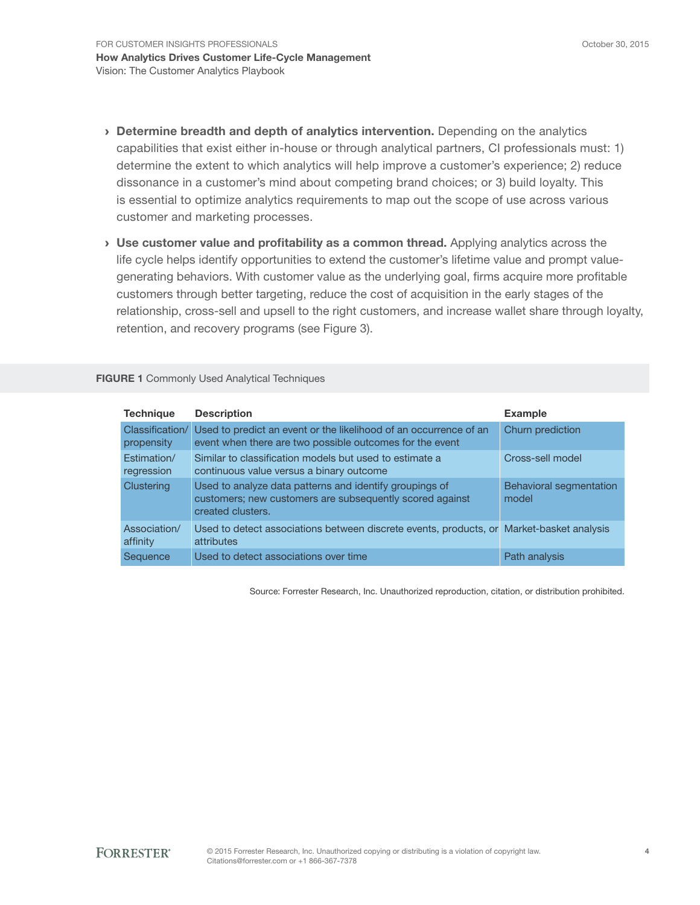- **Determine breadth and depth of analytics intervention.** Depending on the analytics capabilities that exist either in-house or through analytical partners, CI professionals must: 1) determine the extent to which analytics will help improve a customer's experience; 2) reduce dissonance in a customer's mind about competing brand choices; or 3) build loyalty. This is essential to optimize analytics requirements to map out the scope of use across various customer and marketing processes.

- **Use customer value and profitability as a common thread.** Applying analytics across the life cycle helps identify opportunities to extend the customer's lifetime value and prompt value-generating behaviors. With customer value as the underlying goal, firms acquire more profitable customers through better targeting, reduce the cost of acquisition in the early stages of the relationship, cross-sell and upsell to the right customers, and increase wallet share through loyalty, retention, and recovery programs (see Figure 3).

**FIGURE 1** Commonly Used Analytical Techniques

| Technique | Description | Example |
|---|---|---|
| Classification/ propensity | Used to predict an event or the likelihood of an occurrence of an event when there are two possible outcomes for the event | Churn prediction |
| Estimation/ regression | Similar to classification models but used to estimate a continuous value versus a binary outcome | Cross-sell model |
| Clustering | Used to analyze data patterns and identify groupings of customers; new customers are subsequently scored against created clusters. | Behavioral segmentation model |
| Association/ affinity | Used to detect associations between discrete events, products, or attributes | Market-basket analysis |
| Sequence | Used to detect associations over time | Path analysis |

Source: Forrester Research, Inc. Unauthorized reproduction, citation, or distribution prohibited.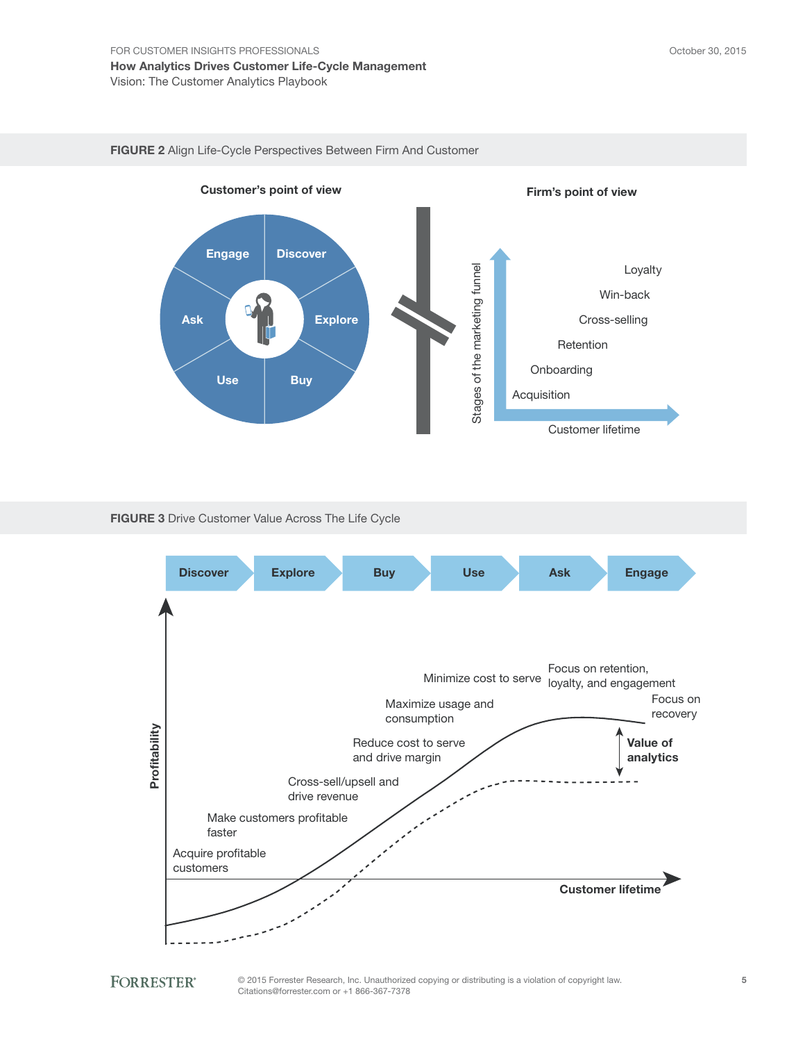**FIGURE 2** Align Life-Cycle Perspectives Between Firm And Customer

**Customer's point of view**

Engage, Discover, Explore, Buy, Use, Ask

**Firm's point of view**

Stages of the marketing funnel

Loyalty

Win-back

Cross-selling

Retention

Onboarding

Acquisition

Customer lifetime

**FIGURE 3** Drive Customer Value Across The Life Cycle

**Discover** → **Explore** → **Buy** → **Use** → **Ask** → **Engage**

**Profitability**

Acquire profitable customers

Make customers profitable faster

Cross-sell/upsell and drive revenue

Reduce cost to serve and drive margin

Maximize usage and consumption

Minimize cost to serve

Focus on retention, loyalty, and engagement

Focus on recovery

**Value of analytics**

**Customer lifetime**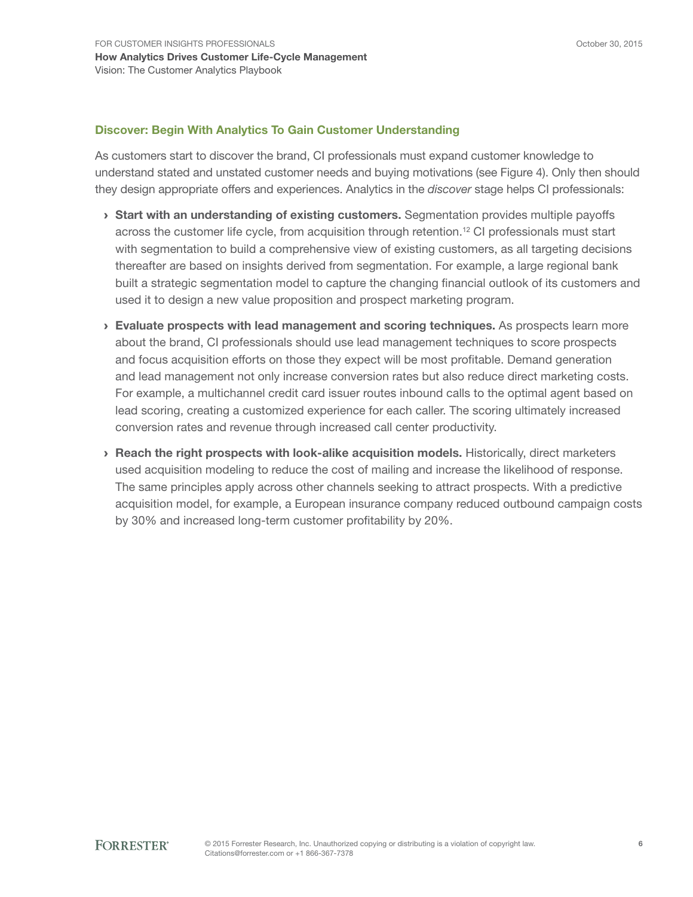## Discover: Begin With Analytics To Gain Customer Understanding

As customers start to discover the brand, CI professionals must expand customer knowledge to understand stated and unstated customer needs and buying motivations (see Figure 4). Only then should they design appropriate offers and experiences. Analytics in the *discover* stage helps CI professionals:

- **Start with an understanding of existing customers.** Segmentation provides multiple payoffs across the customer life cycle, from acquisition through retention.[12] CI professionals must start with segmentation to build a comprehensive view of existing customers, as all targeting decisions thereafter are based on insights derived from segmentation. For example, a large regional bank built a strategic segmentation model to capture the changing financial outlook of its customers and used it to design a new value proposition and prospect marketing program.
- **Evaluate prospects with lead management and scoring techniques.** As prospects learn more about the brand, CI professionals should use lead management techniques to score prospects and focus acquisition efforts on those they expect will be most profitable. Demand generation and lead management not only increase conversion rates but also reduce direct marketing costs. For example, a multichannel credit card issuer routes inbound calls to the optimal agent based on lead scoring, creating a customized experience for each caller. The scoring ultimately increased conversion rates and revenue through increased call center productivity.
- **Reach the right prospects with look-alike acquisition models.** Historically, direct marketers used acquisition modeling to reduce the cost of mailing and increase the likelihood of response. The same principles apply across other channels seeking to attract prospects. With a predictive acquisition model, for example, a European insurance company reduced outbound campaign costs by 30% and increased long-term customer profitability by 20%.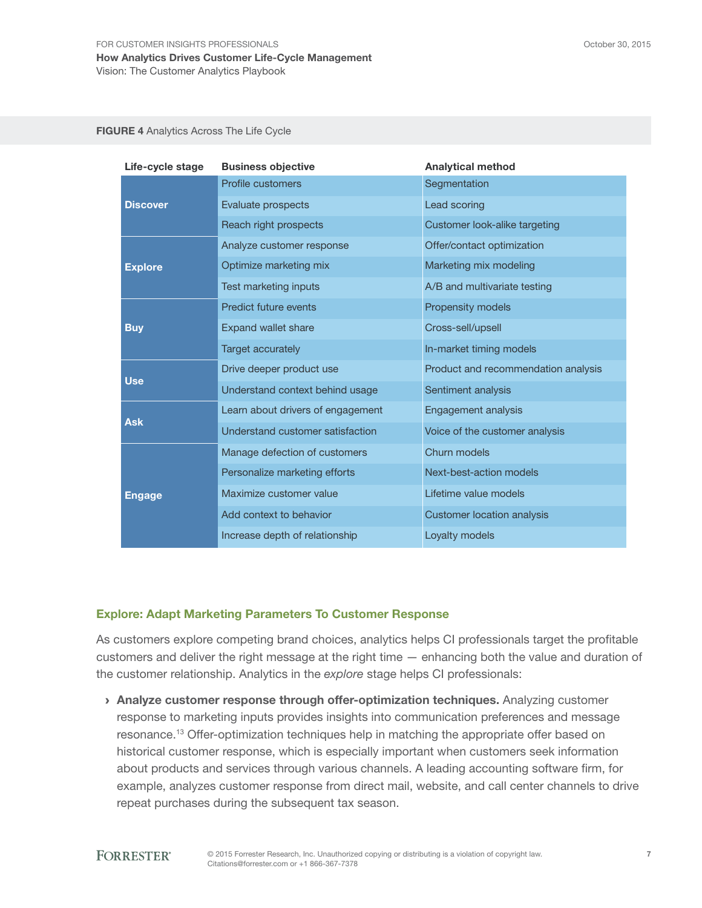**FIGURE 4** Analytics Across The Life Cycle

| Life-cycle stage | Business objective | Analytical method |
|---|---|---|
| **Discover** | Profile customers | Segmentation |
| | Evaluate prospects | Lead scoring |
| | Reach right prospects | Customer look-alike targeting |
| **Explore** | Analyze customer response | Offer/contact optimization |
| | Optimize marketing mix | Marketing mix modeling |
| | Test marketing inputs | A/B and multivariate testing |
| **Buy** | Predict future events | Propensity models |
| | Expand wallet share | Cross-sell/upsell |
| | Target accurately | In-market timing models |
| **Use** | Drive deeper product use | Product and recommendation analysis |
| | Understand context behind usage | Sentiment analysis |
| **Ask** | Learn about drivers of engagement | Engagement analysis |
| | Understand customer satisfaction | Voice of the customer analysis |
| **Engage** | Manage defection of customers | Churn models |
| | Personalize marketing efforts | Next-best-action models |
| | Maximize customer value | Lifetime value models |
| | Add context to behavior | Customer location analysis |
| | Increase depth of relationship | Loyalty models |

## Explore: Adapt Marketing Parameters To Customer Response

As customers explore competing brand choices, analytics helps CI professionals target the profitable customers and deliver the right message at the right time — enhancing both the value and duration of the customer relationship. Analytics in the *explore* stage helps CI professionals:

- **Analyze customer response through offer-optimization techniques.** Analyzing customer response to marketing inputs provides insights into communication preferences and message resonance.[13] Offer-optimization techniques help in matching the appropriate offer based on historical customer response, which is especially important when customers seek information about products and services through various channels. A leading accounting software firm, for example, analyzes customer response from direct mail, website, and call center channels to drive repeat purchases during the subsequent tax season.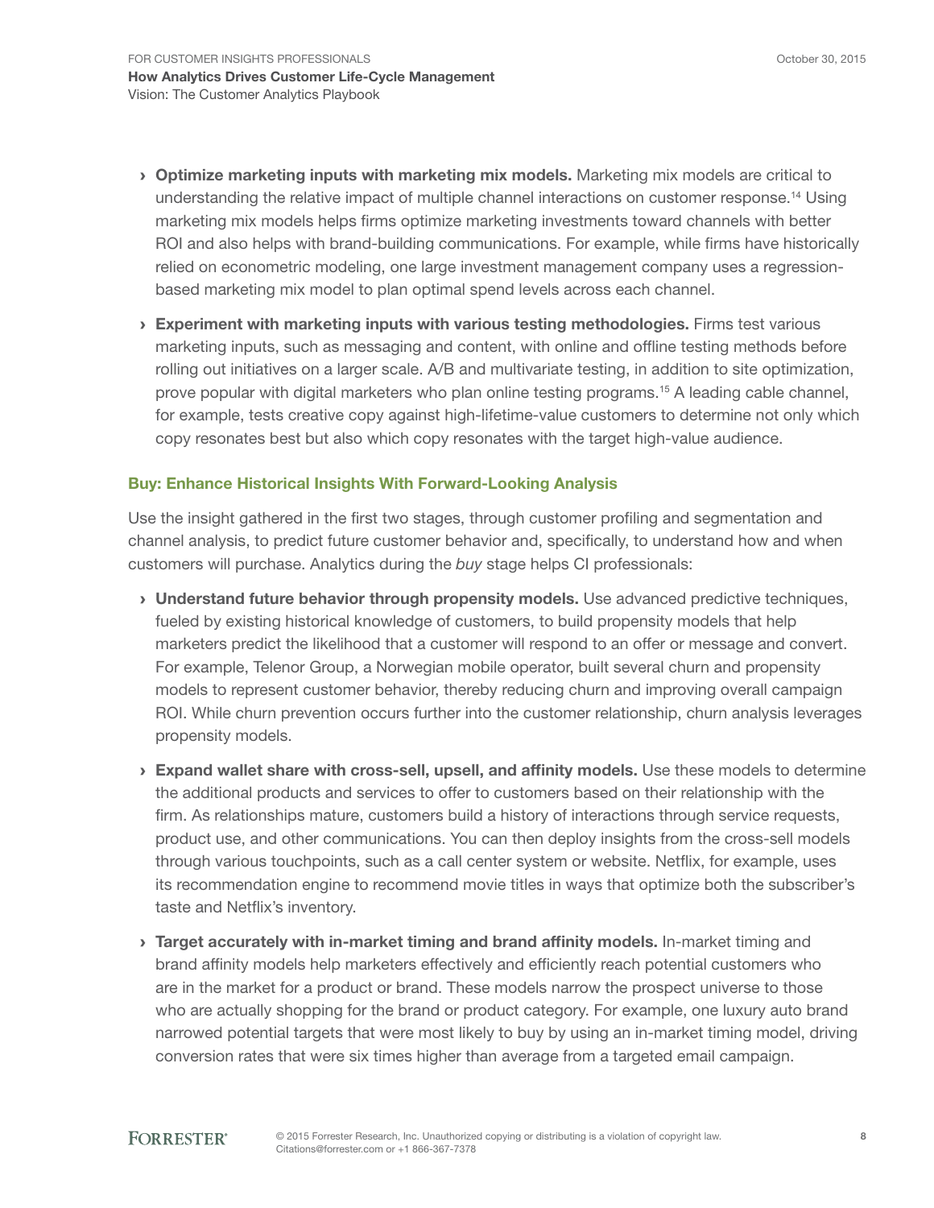- **Optimize marketing inputs with marketing mix models.** Marketing mix models are critical to understanding the relative impact of multiple channel interactions on customer response.[14] Using marketing mix models helps firms optimize marketing investments toward channels with better ROI and also helps with brand-building communications. For example, while firms have historically relied on econometric modeling, one large investment management company uses a regression-based marketing mix model to plan optimal spend levels across each channel.

- **Experiment with marketing inputs with various testing methodologies.** Firms test various marketing inputs, such as messaging and content, with online and offline testing methods before rolling out initiatives on a larger scale. A/B and multivariate testing, in addition to site optimization, prove popular with digital marketers who plan online testing programs.[15] A leading cable channel, for example, tests creative copy against high-lifetime-value customers to determine not only which copy resonates best but also which copy resonates with the target high-value audience.

### Buy: Enhance Historical Insights With Forward-Looking Analysis

Use the insight gathered in the first two stages, through customer profiling and segmentation and channel analysis, to predict future customer behavior and, specifically, to understand how and when customers will purchase. Analytics during the *buy* stage helps CI professionals:

- **Understand future behavior through propensity models.** Use advanced predictive techniques, fueled by existing historical knowledge of customers, to build propensity models that help marketers predict the likelihood that a customer will respond to an offer or message and convert. For example, Telenor Group, a Norwegian mobile operator, built several churn and propensity models to represent customer behavior, thereby reducing churn and improving overall campaign ROI. While churn prevention occurs further into the customer relationship, churn analysis leverages propensity models.

- **Expand wallet share with cross-sell, upsell, and affinity models.** Use these models to determine the additional products and services to offer to customers based on their relationship with the firm. As relationships mature, customers build a history of interactions through service requests, product use, and other communications. You can then deploy insights from the cross-sell models through various touchpoints, such as a call center system or website. Netflix, for example, uses its recommendation engine to recommend movie titles in ways that optimize both the subscriber's taste and Netflix's inventory.

- **Target accurately with in-market timing and brand affinity models.** In-market timing and brand affinity models help marketers effectively and efficiently reach potential customers who are in the market for a product or brand. These models narrow the prospect universe to those who are actually shopping for the brand or product category. For example, one luxury auto brand narrowed potential targets that were most likely to buy by using an in-market timing model, driving conversion rates that were six times higher than average from a targeted email campaign.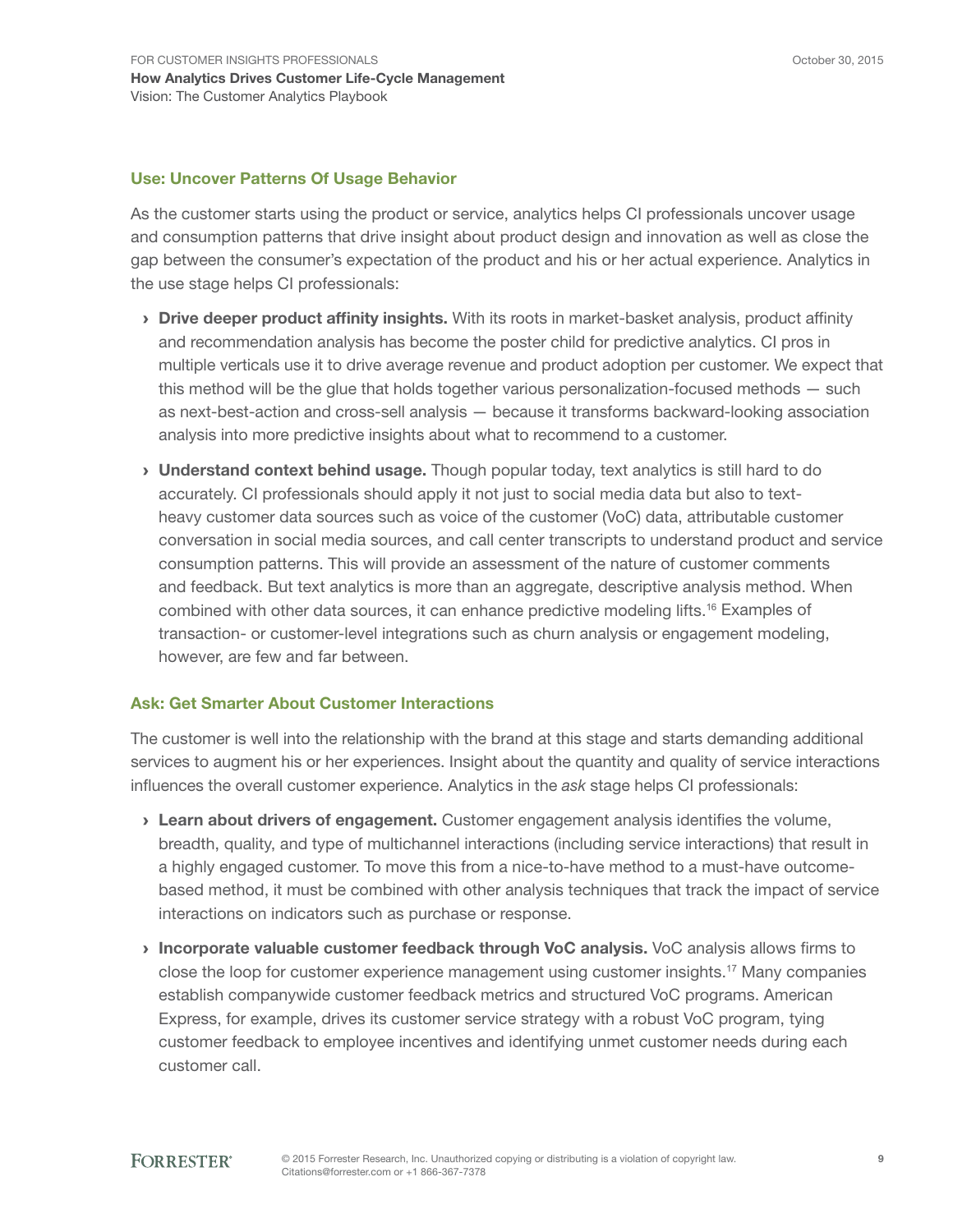### Use: Uncover Patterns Of Usage Behavior

As the customer starts using the product or service, analytics helps CI professionals uncover usage and consumption patterns that drive insight about product design and innovation as well as close the gap between the consumer's expectation of the product and his or her actual experience. Analytics in the use stage helps CI professionals:

› **Drive deeper product affinity insights.** With its roots in market-basket analysis, product affinity and recommendation analysis has become the poster child for predictive analytics. CI pros in multiple verticals use it to drive average revenue and product adoption per customer. We expect that this method will be the glue that holds together various personalization-focused methods — such as next-best-action and cross-sell analysis — because it transforms backward-looking association analysis into more predictive insights about what to recommend to a customer.

› **Understand context behind usage.** Though popular today, text analytics is still hard to do accurately. CI professionals should apply it not just to social media data but also to text-heavy customer data sources such as voice of the customer (VoC) data, attributable customer conversation in social media sources, and call center transcripts to understand product and service consumption patterns. This will provide an assessment of the nature of customer comments and feedback. But text analytics is more than an aggregate, descriptive analysis method. When combined with other data sources, it can enhance predictive modeling lifts.[16] Examples of transaction- or customer-level integrations such as churn analysis or engagement modeling, however, are few and far between.

### Ask: Get Smarter About Customer Interactions

The customer is well into the relationship with the brand at this stage and starts demanding additional services to augment his or her experiences. Insight about the quantity and quality of service interactions influences the overall customer experience. Analytics in the *ask* stage helps CI professionals:

› **Learn about drivers of engagement.** Customer engagement analysis identifies the volume, breadth, quality, and type of multichannel interactions (including service interactions) that result in a highly engaged customer. To move this from a nice-to-have method to a must-have outcome-based method, it must be combined with other analysis techniques that track the impact of service interactions on indicators such as purchase or response.

› **Incorporate valuable customer feedback through VoC analysis.** VoC analysis allows firms to close the loop for customer experience management using customer insights.[17] Many companies establish companywide customer feedback metrics and structured VoC programs. American Express, for example, drives its customer service strategy with a robust VoC program, tying customer feedback to employee incentives and identifying unmet customer needs during each customer call.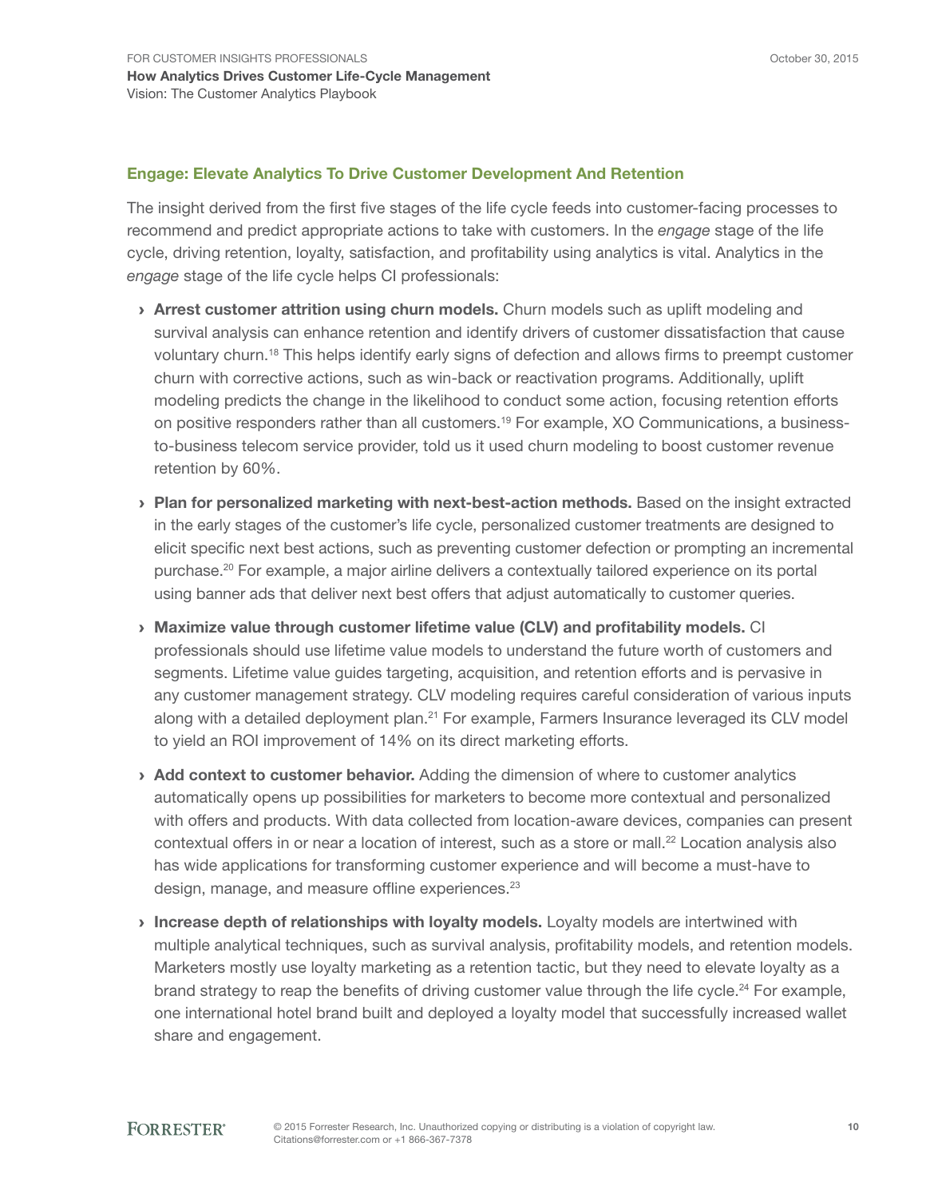## Engage: Elevate Analytics To Drive Customer Development And Retention

The insight derived from the first five stages of the life cycle feeds into customer-facing processes to recommend and predict appropriate actions to take with customers. In the *engage* stage of the life cycle, driving retention, loyalty, satisfaction, and profitability using analytics is vital. Analytics in the *engage* stage of the life cycle helps CI professionals:

› **Arrest customer attrition using churn models.** Churn models such as uplift modeling and survival analysis can enhance retention and identify drivers of customer dissatisfaction that cause voluntary churn.[18] This helps identify early signs of defection and allows firms to preempt customer churn with corrective actions, such as win-back or reactivation programs. Additionally, uplift modeling predicts the change in the likelihood to conduct some action, focusing retention efforts on positive responders rather than all customers.[19] For example, XO Communications, a business-to-business telecom service provider, told us it used churn modeling to boost customer revenue retention by 60%.

› **Plan for personalized marketing with next-best-action methods.** Based on the insight extracted in the early stages of the customer's life cycle, personalized customer treatments are designed to elicit specific next best actions, such as preventing customer defection or prompting an incremental purchase.[20] For example, a major airline delivers a contextually tailored experience on its portal using banner ads that deliver next best offers that adjust automatically to customer queries.

› **Maximize value through customer lifetime value (CLV) and profitability models.** CI professionals should use lifetime value models to understand the future worth of customers and segments. Lifetime value guides targeting, acquisition, and retention efforts and is pervasive in any customer management strategy. CLV modeling requires careful consideration of various inputs along with a detailed deployment plan.[21] For example, Farmers Insurance leveraged its CLV model to yield an ROI improvement of 14% on its direct marketing efforts.

› **Add context to customer behavior.** Adding the dimension of where to customer analytics automatically opens up possibilities for marketers to become more contextual and personalized with offers and products. With data collected from location-aware devices, companies can present contextual offers in or near a location of interest, such as a store or mall.[22] Location analysis also has wide applications for transforming customer experience and will become a must-have to design, manage, and measure offline experiences.[23]

› **Increase depth of relationships with loyalty models.** Loyalty models are intertwined with multiple analytical techniques, such as survival analysis, profitability models, and retention models. Marketers mostly use loyalty marketing as a retention tactic, but they need to elevate loyalty as a brand strategy to reap the benefits of driving customer value through the life cycle.[24] For example, one international hotel brand built and deployed a loyalty model that successfully increased wallet share and engagement.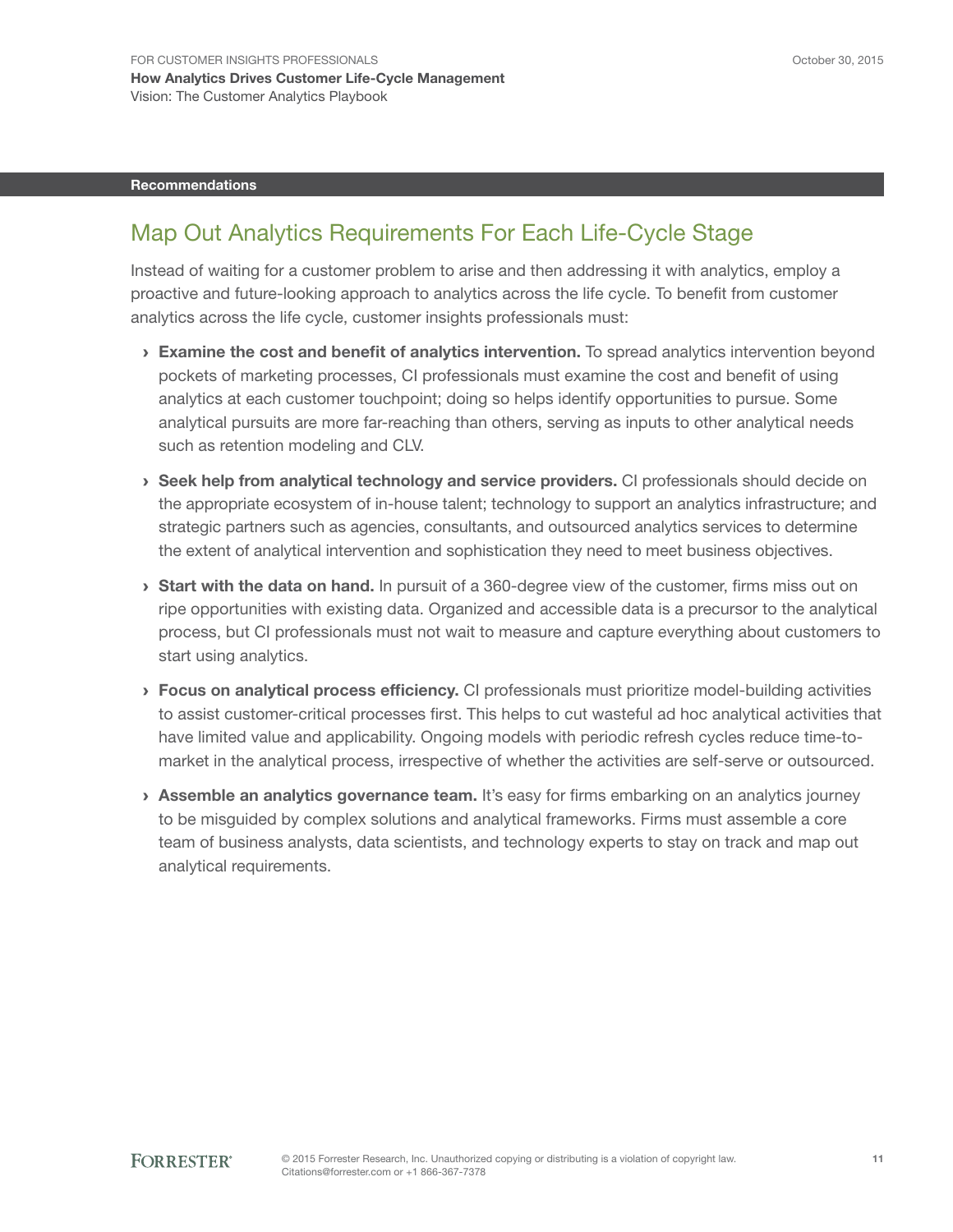## Recommendations

# Map Out Analytics Requirements For Each Life-Cycle Stage

Instead of waiting for a customer problem to arise and then addressing it with analytics, employ a proactive and future-looking approach to analytics across the life cycle. To benefit from customer analytics across the life cycle, customer insights professionals must:

- **Examine the cost and benefit of analytics intervention.** To spread analytics intervention beyond pockets of marketing processes, CI professionals must examine the cost and benefit of using analytics at each customer touchpoint; doing so helps identify opportunities to pursue. Some analytical pursuits are more far-reaching than others, serving as inputs to other analytical needs such as retention modeling and CLV.
- **Seek help from analytical technology and service providers.** CI professionals should decide on the appropriate ecosystem of in-house talent; technology to support an analytics infrastructure; and strategic partners such as agencies, consultants, and outsourced analytics services to determine the extent of analytical intervention and sophistication they need to meet business objectives.
- **Start with the data on hand.** In pursuit of a 360-degree view of the customer, firms miss out on ripe opportunities with existing data. Organized and accessible data is a precursor to the analytical process, but CI professionals must not wait to measure and capture everything about customers to start using analytics.
- **Focus on analytical process efficiency.** CI professionals must prioritize model-building activities to assist customer-critical processes first. This helps to cut wasteful ad hoc analytical activities that have limited value and applicability. Ongoing models with periodic refresh cycles reduce time-to-market in the analytical process, irrespective of whether the activities are self-serve or outsourced.
- **Assemble an analytics governance team.** It's easy for firms embarking on an analytics journey to be misguided by complex solutions and analytical frameworks. Firms must assemble a core team of business analysts, data scientists, and technology experts to stay on track and map out analytical requirements.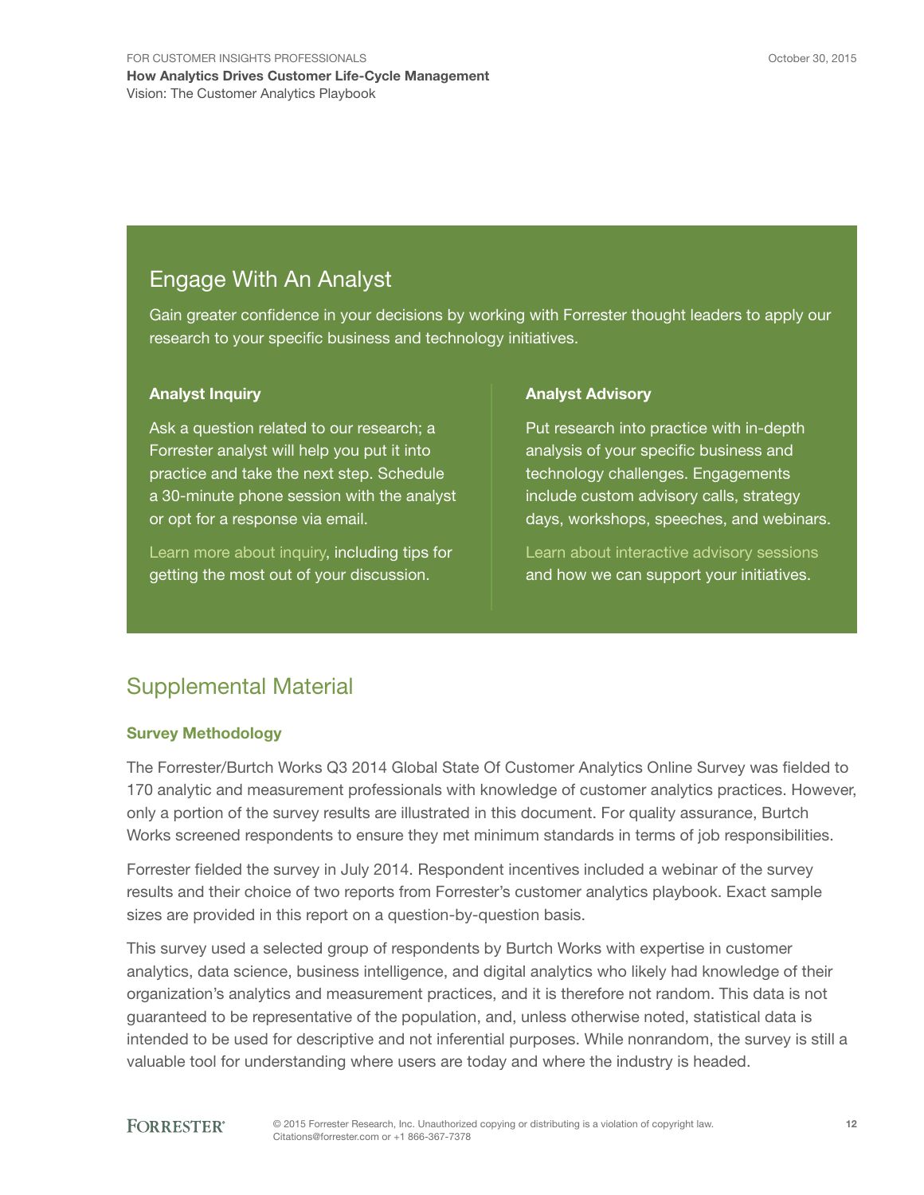## Engage With An Analyst

Gain greater confidence in your decisions by working with Forrester thought leaders to apply our research to your specific business and technology initiatives.

**Analyst Inquiry**

Ask a question related to our research; a Forrester analyst will help you put it into practice and take the next step. Schedule a 30-minute phone session with the analyst or opt for a response via email.

Learn more about inquiry, including tips for getting the most out of your discussion.

**Analyst Advisory**

Put research into practice with in-depth analysis of your specific business and technology challenges. Engagements include custom advisory calls, strategy days, workshops, speeches, and webinars.

Learn about interactive advisory sessions and how we can support your initiatives.

## Supplemental Material

### Survey Methodology

The Forrester/Burtch Works Q3 2014 Global State Of Customer Analytics Online Survey was fielded to 170 analytic and measurement professionals with knowledge of customer analytics practices. However, only a portion of the survey results are illustrated in this document. For quality assurance, Burtch Works screened respondents to ensure they met minimum standards in terms of job responsibilities.

Forrester fielded the survey in July 2014. Respondent incentives included a webinar of the survey results and their choice of two reports from Forrester's customer analytics playbook. Exact sample sizes are provided in this report on a question-by-question basis.

This survey used a selected group of respondents by Burtch Works with expertise in customer analytics, data science, business intelligence, and digital analytics who likely had knowledge of their organization's analytics and measurement practices, and it is therefore not random. This data is not guaranteed to be representative of the population, and, unless otherwise noted, statistical data is intended to be used for descriptive and not inferential purposes. While nonrandom, the survey is still a valuable tool for understanding where users are today and where the industry is headed.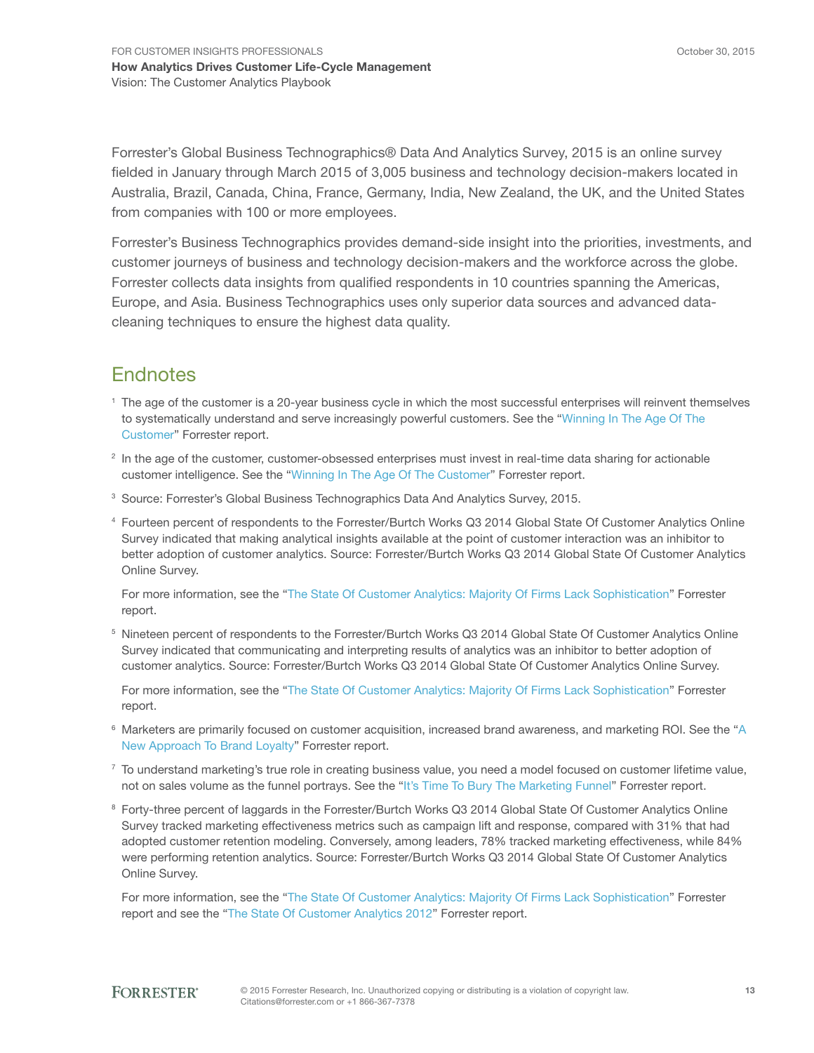Forrester's Global Business Technographics® Data And Analytics Survey, 2015 is an online survey fielded in January through March 2015 of 3,005 business and technology decision-makers located in Australia, Brazil, Canada, China, France, Germany, India, New Zealand, the UK, and the United States from companies with 100 or more employees.

Forrester's Business Technographics provides demand-side insight into the priorities, investments, and customer journeys of business and technology decision-makers and the workforce across the globe. Forrester collects data insights from qualified respondents in 10 countries spanning the Americas, Europe, and Asia. Business Technographics uses only superior data sources and advanced data-cleaning techniques to ensure the highest data quality.

## Endnotes

[1] The age of the customer is a 20-year business cycle in which the most successful enterprises will reinvent themselves to systematically understand and serve increasingly powerful customers. See the "Winning In The Age Of The Customer" Forrester report.

[2] In the age of the customer, customer-obsessed enterprises must invest in real-time data sharing for actionable customer intelligence. See the "Winning In The Age Of The Customer" Forrester report.

[3] Source: Forrester's Global Business Technographics Data And Analytics Survey, 2015.

[4] Fourteen percent of respondents to the Forrester/Burtch Works Q3 2014 Global State Of Customer Analytics Online Survey indicated that making analytical insights available at the point of customer interaction was an inhibitor to better adoption of customer analytics. Source: Forrester/Burtch Works Q3 2014 Global State Of Customer Analytics Online Survey.

For more information, see the "The State Of Customer Analytics: Majority Of Firms Lack Sophistication" Forrester report.

[5] Nineteen percent of respondents to the Forrester/Burtch Works Q3 2014 Global State Of Customer Analytics Online Survey indicated that communicating and interpreting results of analytics was an inhibitor to better adoption of customer analytics. Source: Forrester/Burtch Works Q3 2014 Global State Of Customer Analytics Online Survey.

For more information, see the "The State Of Customer Analytics: Majority Of Firms Lack Sophistication" Forrester report.

[6] Marketers are primarily focused on customer acquisition, increased brand awareness, and marketing ROI. See the "A New Approach To Brand Loyalty" Forrester report.

[7] To understand marketing's true role in creating business value, you need a model focused on customer lifetime value, not on sales volume as the funnel portrays. See the "It's Time To Bury The Marketing Funnel" Forrester report.

[8] Forty-three percent of laggards in the Forrester/Burtch Works Q3 2014 Global State Of Customer Analytics Online Survey tracked marketing effectiveness metrics such as campaign lift and response, compared with 31% that had adopted customer retention modeling. Conversely, among leaders, 78% tracked marketing effectiveness, while 84% were performing retention analytics. Source: Forrester/Burtch Works Q3 2014 Global State Of Customer Analytics Online Survey.

For more information, see the "The State Of Customer Analytics: Majority Of Firms Lack Sophistication" Forrester report and see the "The State Of Customer Analytics 2012" Forrester report.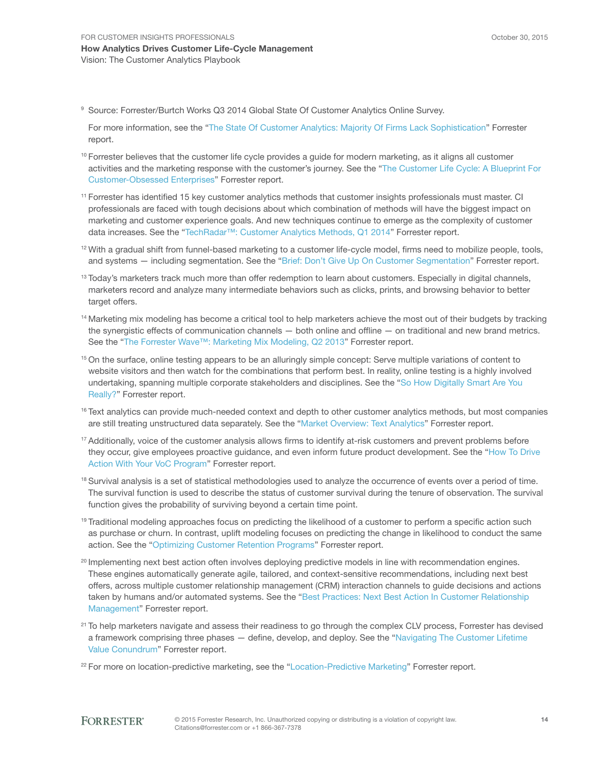[9] Source: Forrester/Burtch Works Q3 2014 Global State Of Customer Analytics Online Survey.

For more information, see the "The State Of Customer Analytics: Majority Of Firms Lack Sophistication" Forrester report.

[10] Forrester believes that the customer life cycle provides a guide for modern marketing, as it aligns all customer activities and the marketing response with the customer's journey. See the "The Customer Life Cycle: A Blueprint For Customer-Obsessed Enterprises" Forrester report.

[11] Forrester has identified 15 key customer analytics methods that customer insights professionals must master. CI professionals are faced with tough decisions about which combination of methods will have the biggest impact on marketing and customer experience goals. And new techniques continue to emerge as the complexity of customer data increases. See the "TechRadar™: Customer Analytics Methods, Q1 2014" Forrester report.

[12] With a gradual shift from funnel-based marketing to a customer life-cycle model, firms need to mobilize people, tools, and systems — including segmentation. See the "Brief: Don't Give Up On Customer Segmentation" Forrester report.

[13] Today's marketers track much more than offer redemption to learn about customers. Especially in digital channels, marketers record and analyze many intermediate behaviors such as clicks, prints, and browsing behavior to better target offers.

[14] Marketing mix modeling has become a critical tool to help marketers achieve the most out of their budgets by tracking the synergistic effects of communication channels — both online and offline — on traditional and new brand metrics. See the "The Forrester Wave™: Marketing Mix Modeling, Q2 2013" Forrester report.

[15] On the surface, online testing appears to be an alluringly simple concept: Serve multiple variations of content to website visitors and then watch for the combinations that perform best. In reality, online testing is a highly involved undertaking, spanning multiple corporate stakeholders and disciplines. See the "So How Digitally Smart Are You Really?" Forrester report.

[16] Text analytics can provide much-needed context and depth to other customer analytics methods, but most companies are still treating unstructured data separately. See the "Market Overview: Text Analytics" Forrester report.

[17] Additionally, voice of the customer analysis allows firms to identify at-risk customers and prevent problems before they occur, give employees proactive guidance, and even inform future product development. See the "How To Drive Action With Your VoC Program" Forrester report.

[18] Survival analysis is a set of statistical methodologies used to analyze the occurrence of events over a period of time. The survival function is used to describe the status of customer survival during the tenure of observation. The survival function gives the probability of surviving beyond a certain time point.

[19] Traditional modeling approaches focus on predicting the likelihood of a customer to perform a specific action such as purchase or churn. In contrast, uplift modeling focuses on predicting the change in likelihood to conduct the same action. See the "Optimizing Customer Retention Programs" Forrester report.

[20] Implementing next best action often involves deploying predictive models in line with recommendation engines. These engines automatically generate agile, tailored, and context-sensitive recommendations, including next best offers, across multiple customer relationship management (CRM) interaction channels to guide decisions and actions taken by humans and/or automated systems. See the "Best Practices: Next Best Action In Customer Relationship Management" Forrester report.

[21] To help marketers navigate and assess their readiness to go through the complex CLV process, Forrester has devised a framework comprising three phases — define, develop, and deploy. See the "Navigating The Customer Lifetime Value Conundrum" Forrester report.

[22] For more on location-predictive marketing, see the "Location-Predictive Marketing" Forrester report.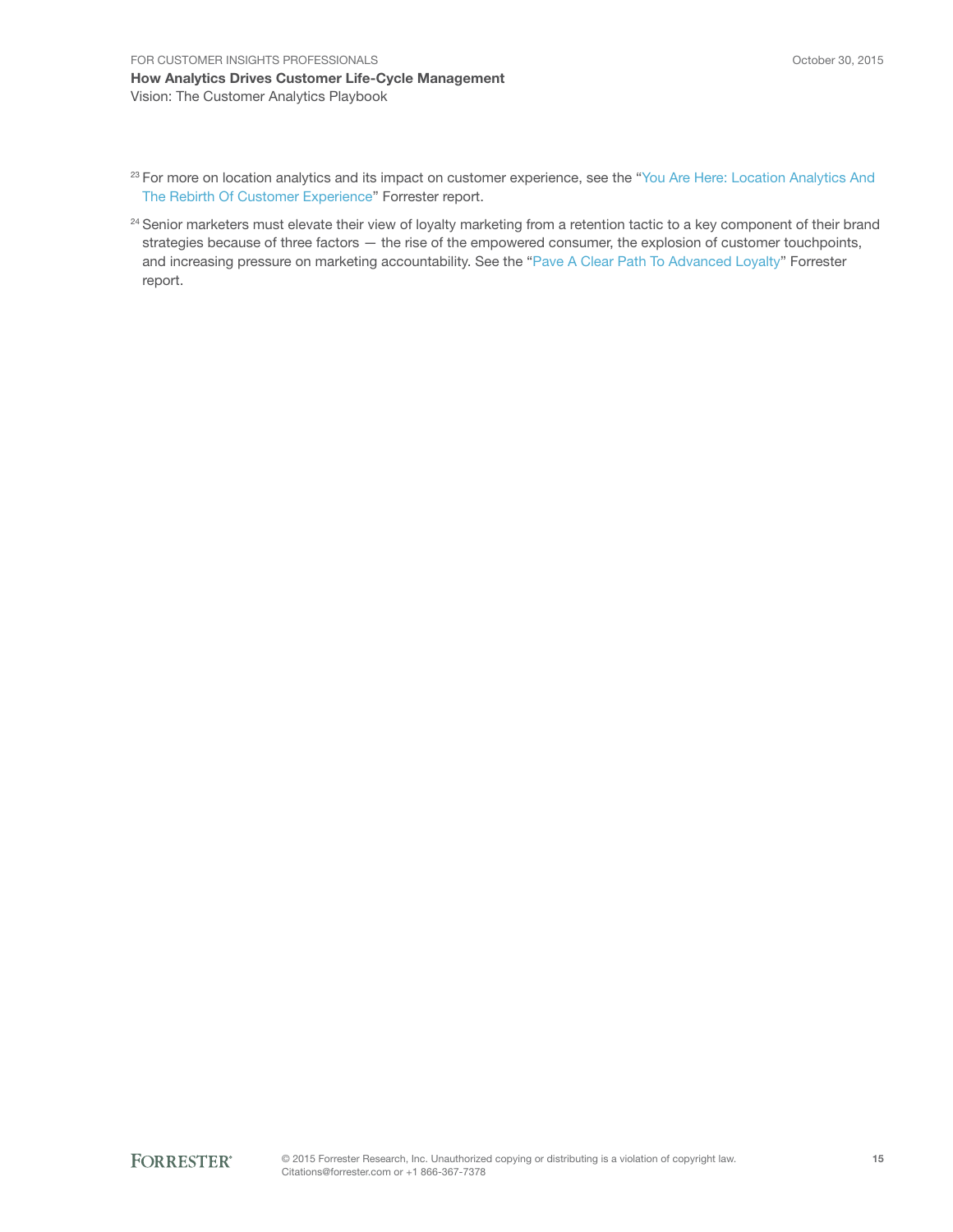[23] For more on location analytics and its impact on customer experience, see the "You Are Here: Location Analytics And The Rebirth Of Customer Experience" Forrester report.

[24] Senior marketers must elevate their view of loyalty marketing from a retention tactic to a key component of their brand strategies because of three factors — the rise of the empowered consumer, the explosion of customer touchpoints, and increasing pressure on marketing accountability. See the "Pave A Clear Path To Advanced Loyalty" Forrester report.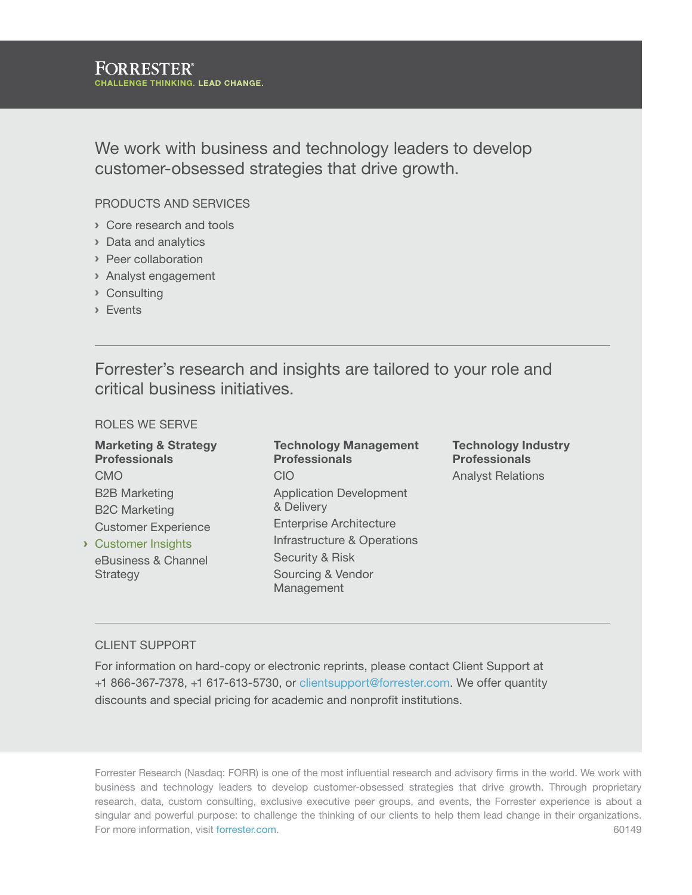**FORRESTER®**
CHALLENGE THINKING. LEAD CHANGE.

## We work with business and technology leaders to develop customer-obsessed strategies that drive growth.

PRODUCTS AND SERVICES

- Core research and tools
- Data and analytics
- Peer collaboration
- Analyst engagement
- Consulting
- Events

---

## Forrester's research and insights are tailored to your role and critical business initiatives.

ROLES WE SERVE

**Marketing & Strategy Professionals**

- CMO
- B2B Marketing
- B2C Marketing
- Customer Experience
- › Customer Insights
- eBusiness & Channel Strategy

**Technology Management Professionals**

- CIO
- Application Development & Delivery
- Enterprise Architecture
- Infrastructure & Operations
- Security & Risk
- Sourcing & Vendor Management

**Technology Industry Professionals**

- Analyst Relations

---

CLIENT SUPPORT

For information on hard-copy or electronic reprints, please contact Client Support at +1 866-367-7378, +1 617-613-5730, or clientsupport@forrester.com. We offer quantity discounts and special pricing for academic and nonprofit institutions.

Forrester Research (Nasdaq: FORR) is one of the most influential research and advisory firms in the world. We work with business and technology leaders to develop customer-obsessed strategies that drive growth. Through proprietary research, data, custom consulting, exclusive executive peer groups, and events, the Forrester experience is about a singular and powerful purpose: to challenge the thinking of our clients to help them lead change in their organizations. For more information, visit forrester.com.

60149